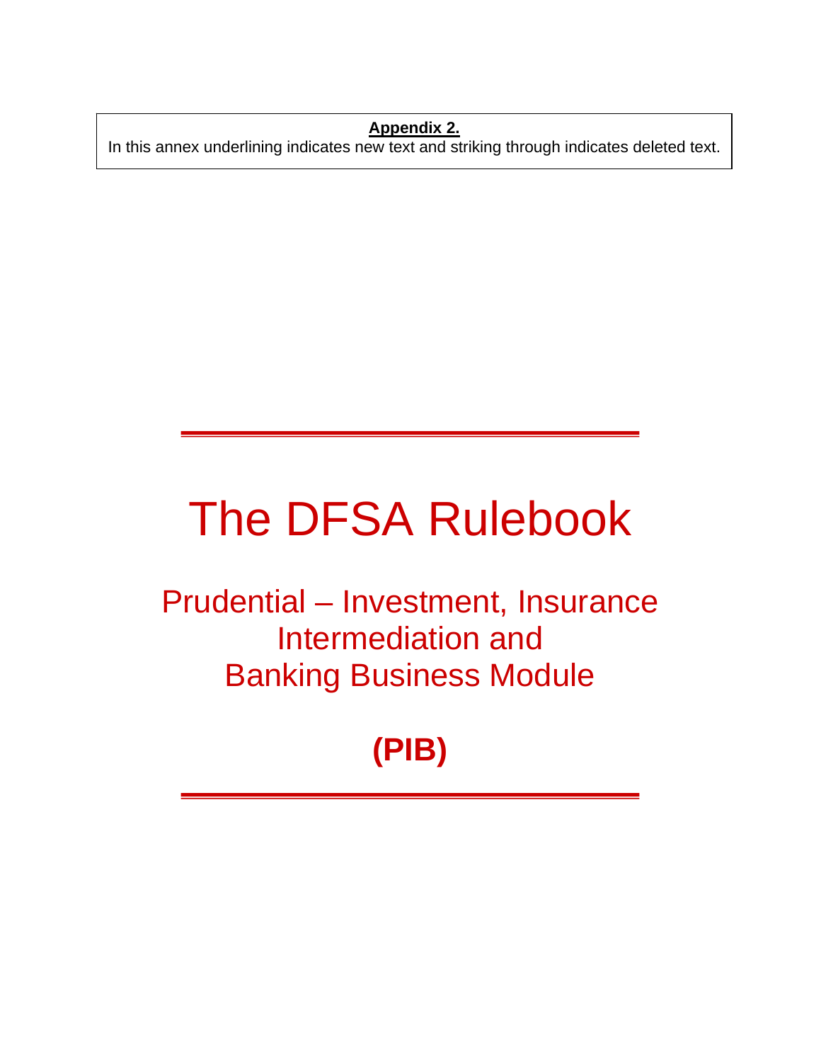**Appendix 2.**

In this annex underlining indicates new text and striking through indicates deleted text.

# The DFSA Rulebook

## Prudential – Investment, Insurance Intermediation and Banking Business Module

## (PIB)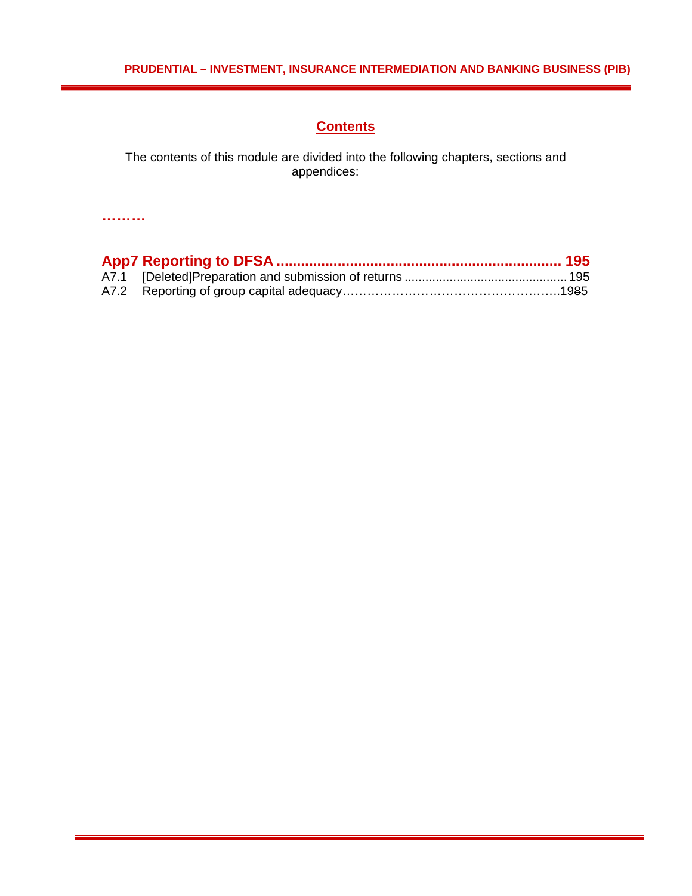## Contents

The contents of this module are divided into the following chapters, sections and appendices:

………

**App7 Reporting to DFSA ...................................................................... 195**

A7.1 [Deleted]~~Preparation and submission of returns .............................................. 195~~

A7.2 Reporting of group capital adequacy……………………………………………..1985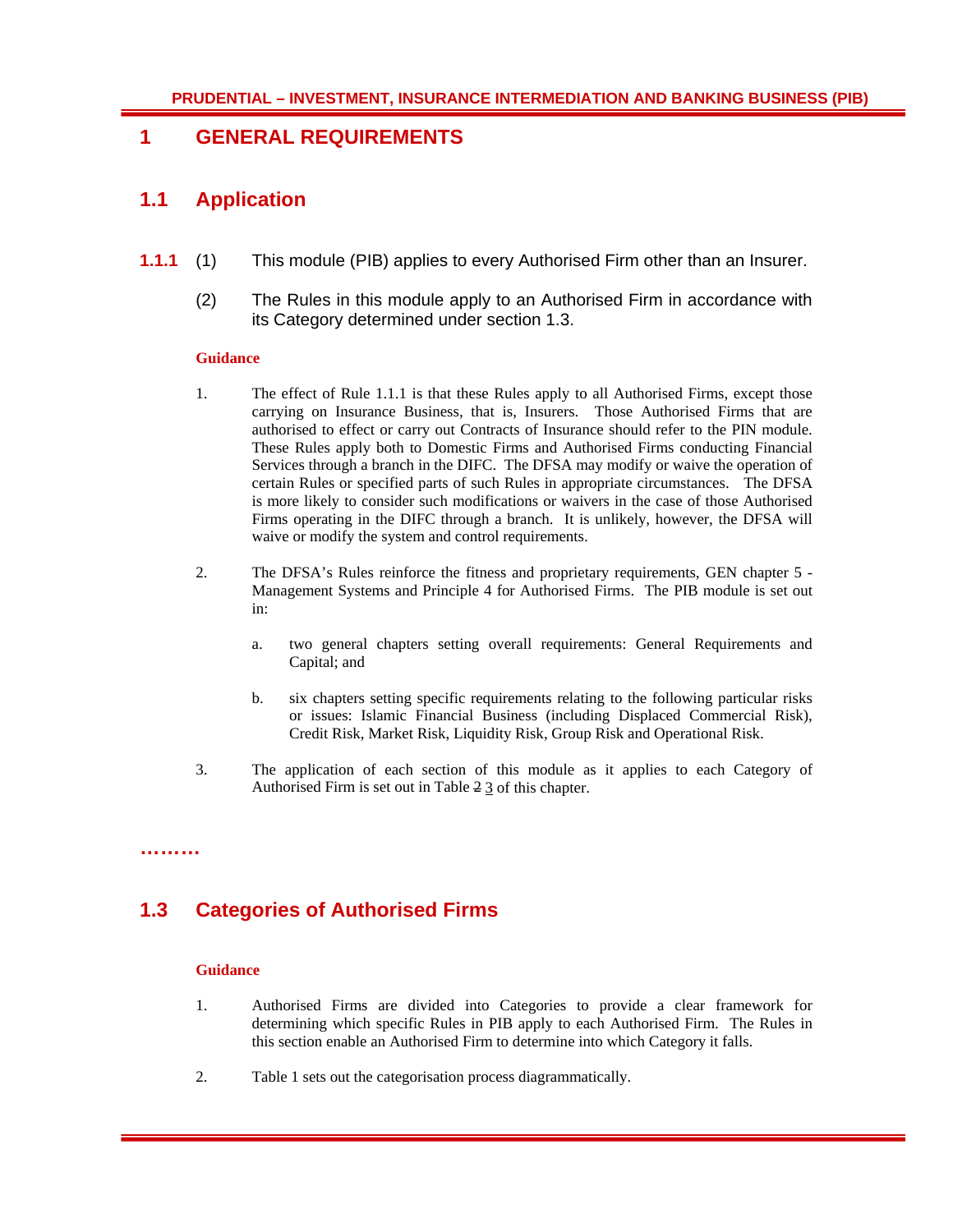# 1 GENERAL REQUIREMENTS

## 1.1 Application

**1.1.1** (1) This module (PIB) applies to every Authorised Firm other than an Insurer.

(2) The Rules in this module apply to an Authorised Firm in accordance with its Category determined under section 1.3.

**Guidance**

1. The effect of Rule 1.1.1 is that these Rules apply to all Authorised Firms, except those carrying on Insurance Business, that is, Insurers. Those Authorised Firms that are authorised to effect or carry out Contracts of Insurance should refer to the PIN module. These Rules apply both to Domestic Firms and Authorised Firms conducting Financial Services through a branch in the DIFC. The DFSA may modify or waive the operation of certain Rules or specified parts of such Rules in appropriate circumstances. The DFSA is more likely to consider such modifications or waivers in the case of those Authorised Firms operating in the DIFC through a branch. It is unlikely, however, the DFSA will waive or modify the system and control requirements.

2. The DFSA's Rules reinforce the fitness and proprietary requirements, GEN chapter 5 - Management Systems and Principle 4 for Authorised Firms. The PIB module is set out in:

   a. two general chapters setting overall requirements: General Requirements and Capital; and

   b. six chapters setting specific requirements relating to the following particular risks or issues: Islamic Financial Business (including Displaced Commercial Risk), Credit Risk, Market Risk, Liquidity Risk, Group Risk and Operational Risk.

3. The application of each section of this module as it applies to each Category of Authorised Firm is set out in Table ~~2~~ 3 of this chapter.

………

## 1.3 Categories of Authorised Firms

**Guidance**

1. Authorised Firms are divided into Categories to provide a clear framework for determining which specific Rules in PIB apply to each Authorised Firm. The Rules in this section enable an Authorised Firm to determine into which Category it falls.

2. Table 1 sets out the categorisation process diagrammatically.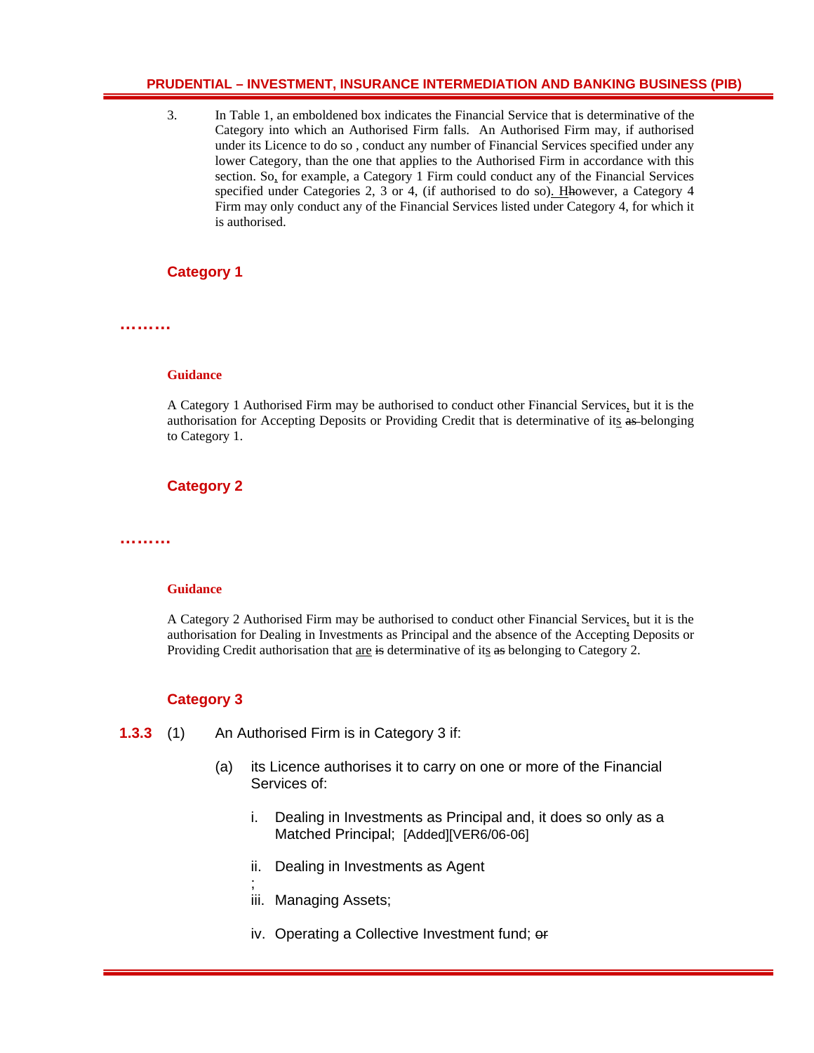3. In Table 1, an emboldened box indicates the Financial Service that is determinative of the Category into which an Authorised Firm falls. An Authorised Firm may, if authorised under its Licence to do so , conduct any number of Financial Services specified under any lower Category, than the one that applies to the Authorised Firm in accordance with this section. So, for example, a Category 1 Firm could conduct any of the Financial Services specified under Categories 2, 3 or 4, (if authorised to do so). However, a Category 4 Firm may only conduct any of the Financial Services listed under Category 4, for which it is authorised.

## Category 1

………

**Guidance**

A Category 1 Authorised Firm may be authorised to conduct other Financial Services, but it is the authorisation for Accepting Deposits or Providing Credit that is determinative of its belonging to Category 1.

## Category 2

………

**Guidance**

A Category 2 Authorised Firm may be authorised to conduct other Financial Services, but it is the authorisation for Dealing in Investments as Principal and the absence of the Accepting Deposits or Providing Credit authorisation that are determinative of its belonging to Category 2.

## Category 3

**1.3.3** (1) An Authorised Firm is in Category 3 if:

(a) its Licence authorises it to carry on one or more of the Financial Services of:

i. Dealing in Investments as Principal and, it does so only as a Matched Principal; [Added][VER6/06-06]

ii. Dealing in Investments as Agent;

iii. Managing Assets;

iv. Operating a Collective Investment fund; ~~or~~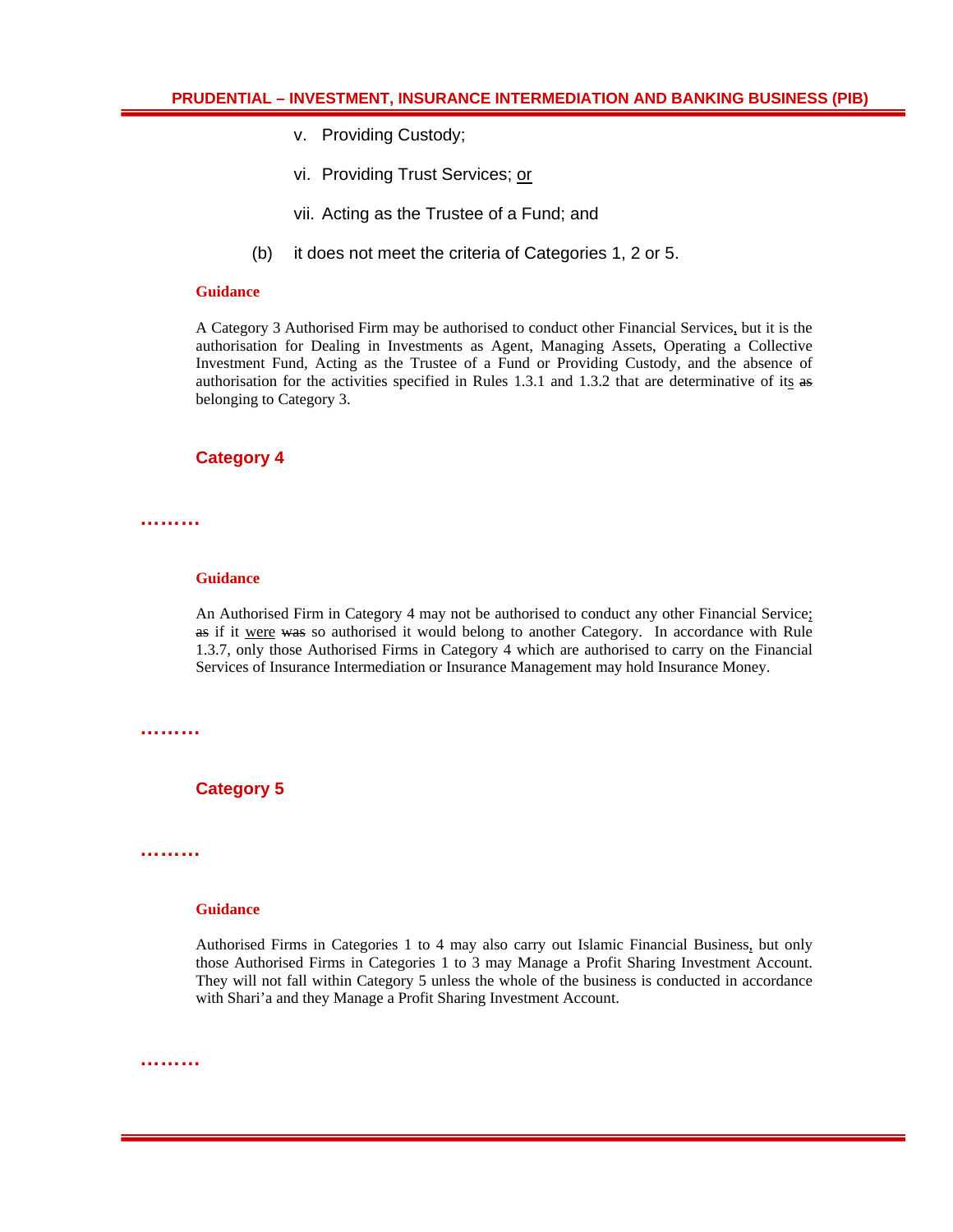v. Providing Custody;

vi. Providing Trust Services; or

vii. Acting as the Trustee of a Fund; and

(b) it does not meet the criteria of Categories 1, 2 or 5.

**Guidance**

A Category 3 Authorised Firm may be authorised to conduct other Financial Services, but it is the authorisation for Dealing in Investments as Agent, Managing Assets, Operating a Collective Investment Fund, Acting as the Trustee of a Fund or Providing Custody, and the absence of authorisation for the activities specified in Rules 1.3.1 and 1.3.2 that are determinative of its ~~as~~ belonging to Category 3.

## Category 4

………

**Guidance**

An Authorised Firm in Category 4 may not be authorised to conduct any other Financial Service; ~~as~~ if it were ~~was~~ so authorised it would belong to another Category. In accordance with Rule 1.3.7, only those Authorised Firms in Category 4 which are authorised to carry on the Financial Services of Insurance Intermediation or Insurance Management may hold Insurance Money.

………

## Category 5

………

**Guidance**

Authorised Firms in Categories 1 to 4 may also carry out Islamic Financial Business, but only those Authorised Firms in Categories 1 to 3 may Manage a Profit Sharing Investment Account. They will not fall within Category 5 unless the whole of the business is conducted in accordance with Shari'a and they Manage a Profit Sharing Investment Account.

………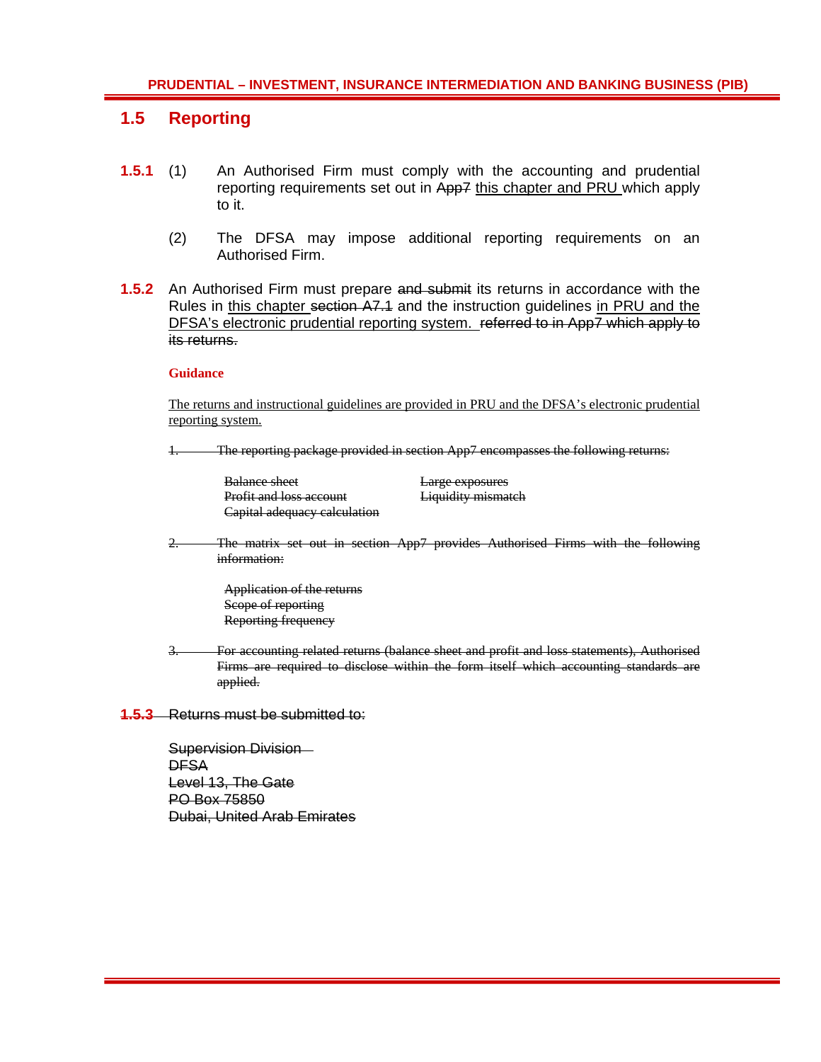## 1.5 Reporting

**1.5.1** (1) An Authorised Firm must comply with the accounting and prudential reporting requirements set out in ~~App7~~ <u>this chapter and PRU</u> which apply to it.

(2) The DFSA may impose additional reporting requirements on an Authorised Firm.

**1.5.2** An Authorised Firm must prepare ~~and submit~~ its returns in accordance with the Rules in <u>this chapter</u> ~~section A7.1~~ and the instruction guidelines <u>in PRU and the DFSA's electronic prudential reporting system.</u> ~~referred to in App7 which apply to its returns.~~

**Guidance**

<u>The returns and instructional guidelines are provided in PRU and the DFSA's electronic prudential reporting system.</u>

~~1. The reporting package provided in section App7 encompasses the following returns:~~

~~Balance sheet~~
~~Profit and loss account~~
~~Capital adequacy calculation~~
~~Large exposures~~
~~Liquidity mismatch~~

~~2. The matrix set out in section App7 provides Authorised Firms with the following information:~~

~~Application of the returns~~
~~Scope of reporting~~
~~Reporting frequency~~

~~3. For accounting related returns (balance sheet and profit and loss statements), Authorised Firms are required to disclose within the form itself which accounting standards are applied.~~

~~**1.5.3** Returns must be submitted to:~~

~~Supervision Division~~
~~DFSA~~
~~Level 13, The Gate~~
~~PO Box 75850~~
~~Dubai, United Arab Emirates~~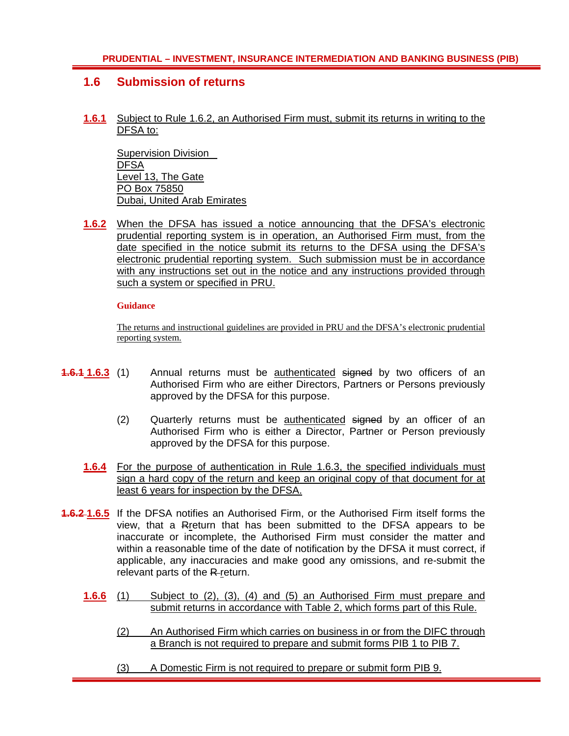## 1.6 Submission of returns

**1.6.1** Subject to Rule 1.6.2, an Authorised Firm must, submit its returns in writing to the DFSA to:

Supervision Division
DFSA
Level 13, The Gate
PO Box 75850
Dubai, United Arab Emirates

**1.6.2** When the DFSA has issued a notice announcing that the DFSA's electronic prudential reporting system is in operation, an Authorised Firm must, from the date specified in the notice submit its returns to the DFSA using the DFSA's electronic prudential reporting system. Such submission must be in accordance with any instructions set out in the notice and any instructions provided through such a system or specified in PRU.

**Guidance**

The returns and instructional guidelines are provided in PRU and the DFSA's electronic prudential reporting system.

~~1.6.1~~ **1.6.3** (1) Annual returns must be authenticated ~~signed~~ by two officers of an Authorised Firm who are either Directors, Partners or Persons previously approved by the DFSA for this purpose.

(2) Quarterly returns must be authenticated ~~signed~~ by an officer of an Authorised Firm who is either a Director, Partner or Person previously approved by the DFSA for this purpose.

**1.6.4** For the purpose of authentication in Rule 1.6.3, the specified individuals must sign a hard copy of the return and keep an original copy of that document for at least 6 years for inspection by the DFSA.

~~1.6.2~~ **1.6.5** If the DFSA notifies an Authorised Firm, or the Authorised Firm itself forms the view, that a ~~R~~return that has been submitted to the DFSA appears to be inaccurate or incomplete, the Authorised Firm must consider the matter and within a reasonable time of the date of notification by the DFSA it must correct, if applicable, any inaccuracies and make good any omissions, and re-submit the relevant parts of the ~~R~~ return.

**1.6.6** (1) Subject to (2), (3), (4) and (5) an Authorised Firm must prepare and submit returns in accordance with Table 2, which forms part of this Rule.

(2) An Authorised Firm which carries on business in or from the DIFC through a Branch is not required to prepare and submit forms PIB 1 to PIB 7.

(3) A Domestic Firm is not required to prepare or submit form PIB 9.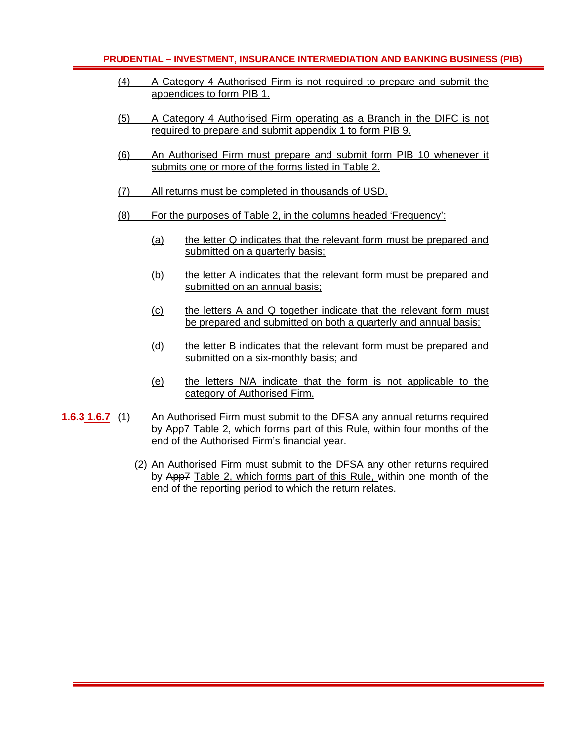(4) A Category 4 Authorised Firm is not required to prepare and submit the appendices to form PIB 1.

(5) A Category 4 Authorised Firm operating as a Branch in the DIFC is not required to prepare and submit appendix 1 to form PIB 9.

(6) An Authorised Firm must prepare and submit form PIB 10 whenever it submits one or more of the forms listed in Table 2.

(7) All returns must be completed in thousands of USD.

(8) For the purposes of Table 2, in the columns headed 'Frequency':

(a) the letter Q indicates that the relevant form must be prepared and submitted on a quarterly basis;

(b) the letter A indicates that the relevant form must be prepared and submitted on an annual basis;

(c) the letters A and Q together indicate that the relevant form must be prepared and submitted on both a quarterly and annual basis;

(d) the letter B indicates that the relevant form must be prepared and submitted on a six-monthly basis; and

(e) the letters N/A indicate that the form is not applicable to the category of Authorised Firm.

~~1.6.3~~ **1.6.7** (1) An Authorised Firm must submit to the DFSA any annual returns required by ~~App7~~ Table 2, which forms part of this Rule, within four months of the end of the Authorised Firm's financial year.

(2) An Authorised Firm must submit to the DFSA any other returns required by ~~App7~~ Table 2, which forms part of this Rule, within one month of the end of the reporting period to which the return relates.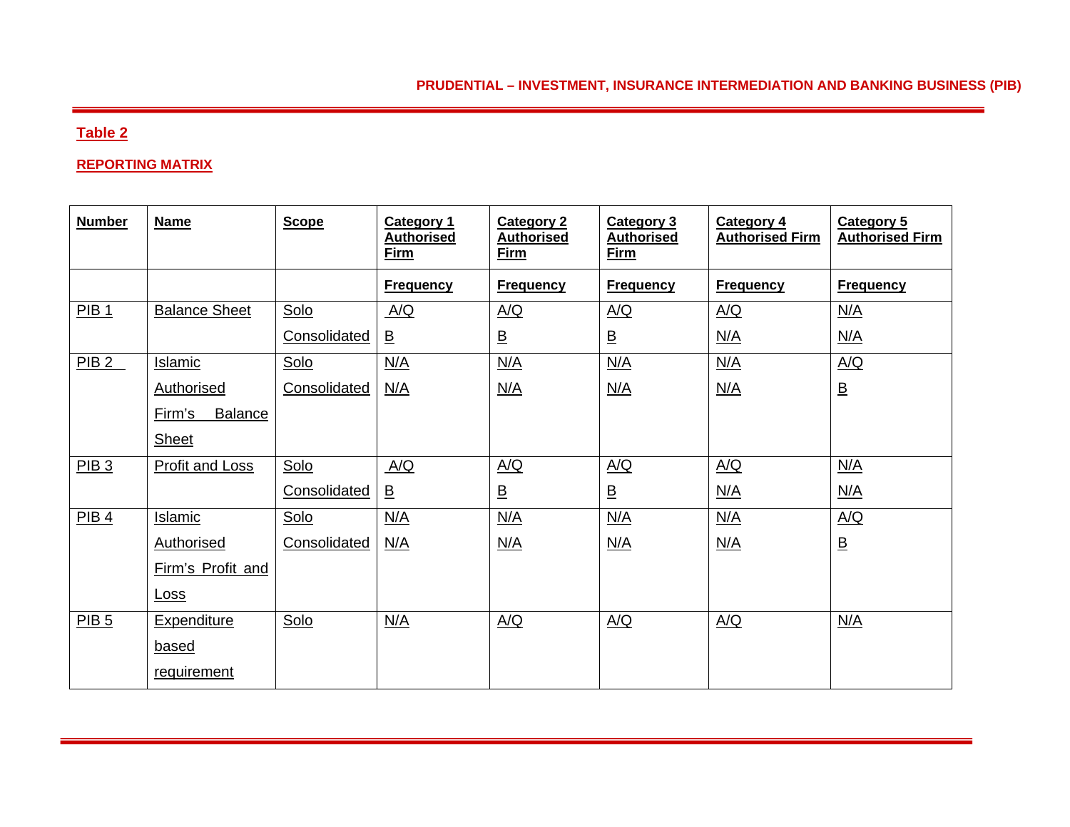## Table 2

### REPORTING MATRIX

| Number | Name | Scope | Category 1 Authorised Firm | Category 2 Authorised Firm | Category 3 Authorised Firm | Category 4 Authorised Firm | Category 5 Authorised Firm |
|---|---|---|---|---|---|---|---|
| | | | Frequency | Frequency | Frequency | Frequency | Frequency |
| PIB 1 | Balance Sheet | Solo | A/Q | A/Q | A/Q | A/Q | N/A |
| | | Consolidated | B | B | B | N/A | N/A |
| PIB 2 | Islamic Authorised Firm's Balance Sheet | Solo | N/A | N/A | N/A | N/A | A/Q |
| | | Consolidated | N/A | N/A | N/A | N/A | B |
| PIB 3 | Profit and Loss | Solo | A/Q | A/Q | A/Q | A/Q | N/A |
| | | Consolidated | B | B | B | N/A | N/A |
| PIB 4 | Islamic Authorised Firm's Profit and Loss | Solo | N/A | N/A | N/A | N/A | A/Q |
| | | Consolidated | N/A | N/A | N/A | N/A | B |
| PIB 5 | Expenditure based requirement | Solo | N/A | A/Q | A/Q | A/Q | N/A |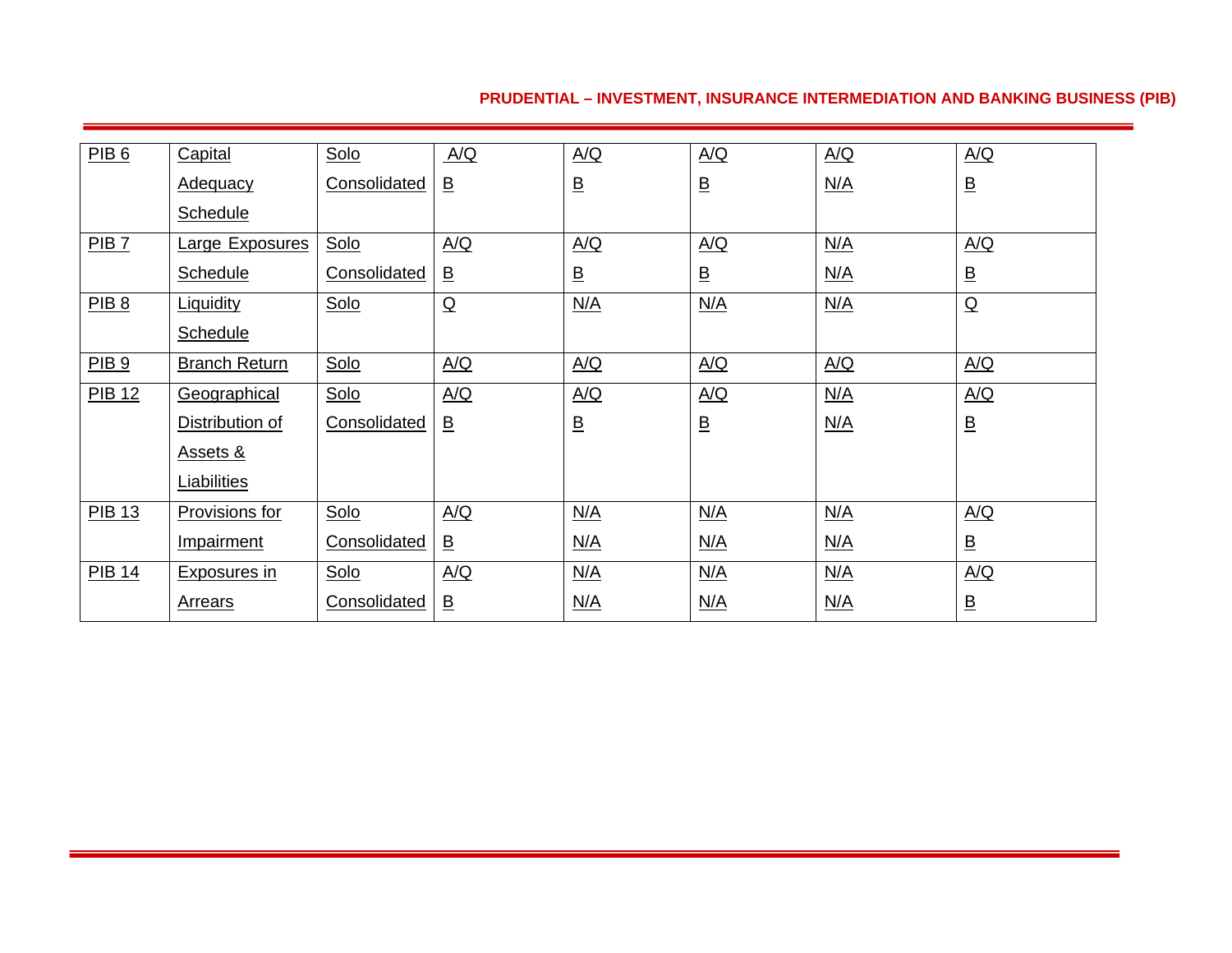| PIB 6 | Capital Adequacy Schedule | Solo<br>Consolidated | A/Q<br>B | A/Q<br>B | A/Q<br>B | A/Q<br>N/A | A/Q<br>B |
|---|---|---|---|---|---|---|---|
| PIB 7 | Large Exposures Schedule | Solo<br>Consolidated | A/Q<br>B | A/Q<br>B | A/Q<br>B | N/A<br>N/A | A/Q<br>B |
| PIB 8 | Liquidity Schedule | Solo | Q | N/A | N/A | N/A | Q |
| PIB 9 | Branch Return | Solo | A/Q | A/Q | A/Q | A/Q | A/Q |
| PIB 12 | Geographical Distribution of Assets & Liabilities | Solo<br>Consolidated | A/Q<br>B | A/Q<br>B | A/Q<br>B | N/A<br>N/A | A/Q<br>B |
| PIB 13 | Provisions for Impairment | Solo<br>Consolidated | A/Q<br>B | N/A<br>N/A | N/A<br>N/A | N/A<br>N/A | A/Q<br>B |
| PIB 14 | Exposures in Arrears | Solo<br>Consolidated | A/Q<br>B | N/A<br>N/A | N/A<br>N/A | N/A<br>N/A | A/Q<br>B |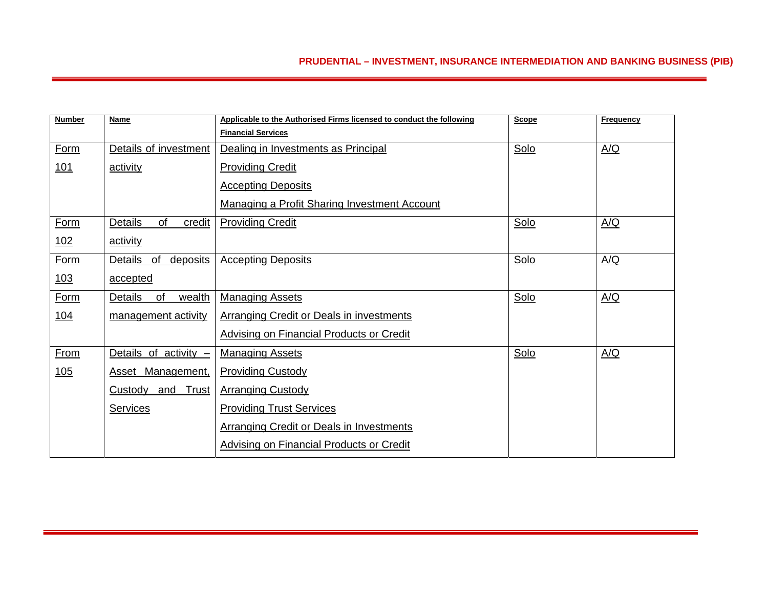| Number | Name | Applicable to the Authorised Firms licensed to conduct the following Financial Services | Scope | Frequency |
|---|---|---|---|---|
| Form 101 | Details of investment activity | Dealing in Investments as Principal<br>Providing Credit<br>Accepting Deposits<br>Managing a Profit Sharing Investment Account | Solo | A/Q |
| Form 102 | Details of credit activity | Providing Credit | Solo | A/Q |
| Form 103 | Details of deposits accepted | Accepting Deposits | Solo | A/Q |
| Form 104 | Details of wealth management activity | Managing Assets<br>Arranging Credit or Deals in investments<br>Advising on Financial Products or Credit | Solo | A/Q |
| From 105 | Details of activity – Asset Management, Custody and Trust Services | Managing Assets<br>Providing Custody<br>Arranging Custody<br>Providing Trust Services<br>Arranging Credit or Deals in Investments<br>Advising on Financial Products or Credit | Solo | A/Q |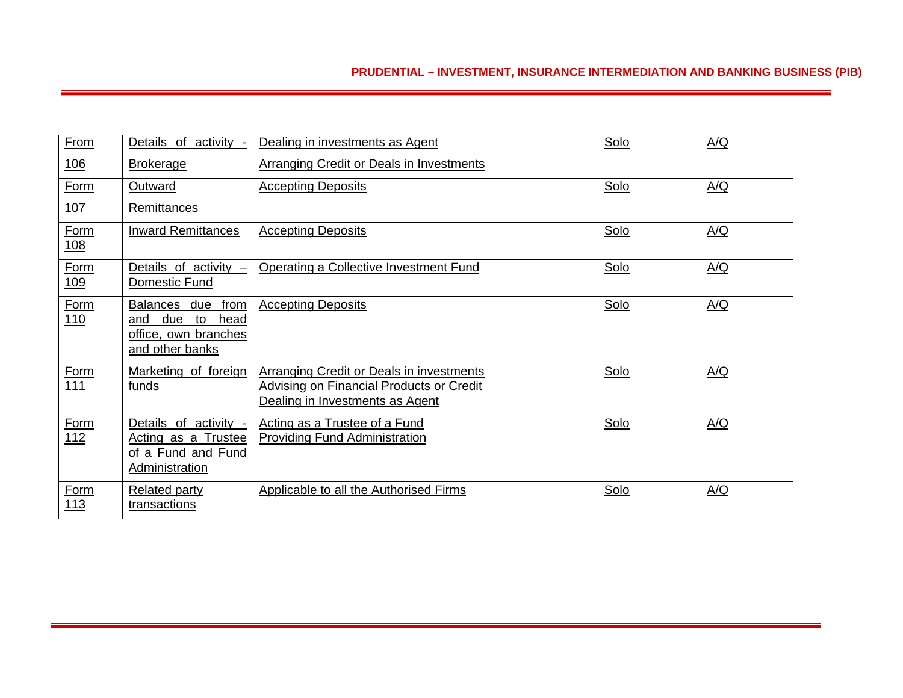| From 106 | Details of activity - Brokerage | Dealing in investments as Agent<br>Arranging Credit or Deals in Investments | Solo | A/Q |
|---|---|---|---|---|
| Form 107 | Outward Remittances | Accepting Deposits | Solo | A/Q |
| Form 108 | Inward Remittances | Accepting Deposits | Solo | A/Q |
| Form 109 | Details of activity – Domestic Fund | Operating a Collective Investment Fund | Solo | A/Q |
| Form 110 | Balances due from and due to head office, own branches and other banks | Accepting Deposits | Solo | A/Q |
| Form 111 | Marketing of foreign funds | Arranging Credit or Deals in investments<br>Advising on Financial Products or Credit<br>Dealing in Investments as Agent | Solo | A/Q |
| Form 112 | Details of activity - Acting as a Trustee of a Fund and Fund Administration | Acting as a Trustee of a Fund<br>Providing Fund Administration | Solo | A/Q |
| Form 113 | Related party transactions | Applicable to all the Authorised Firms | Solo | A/Q |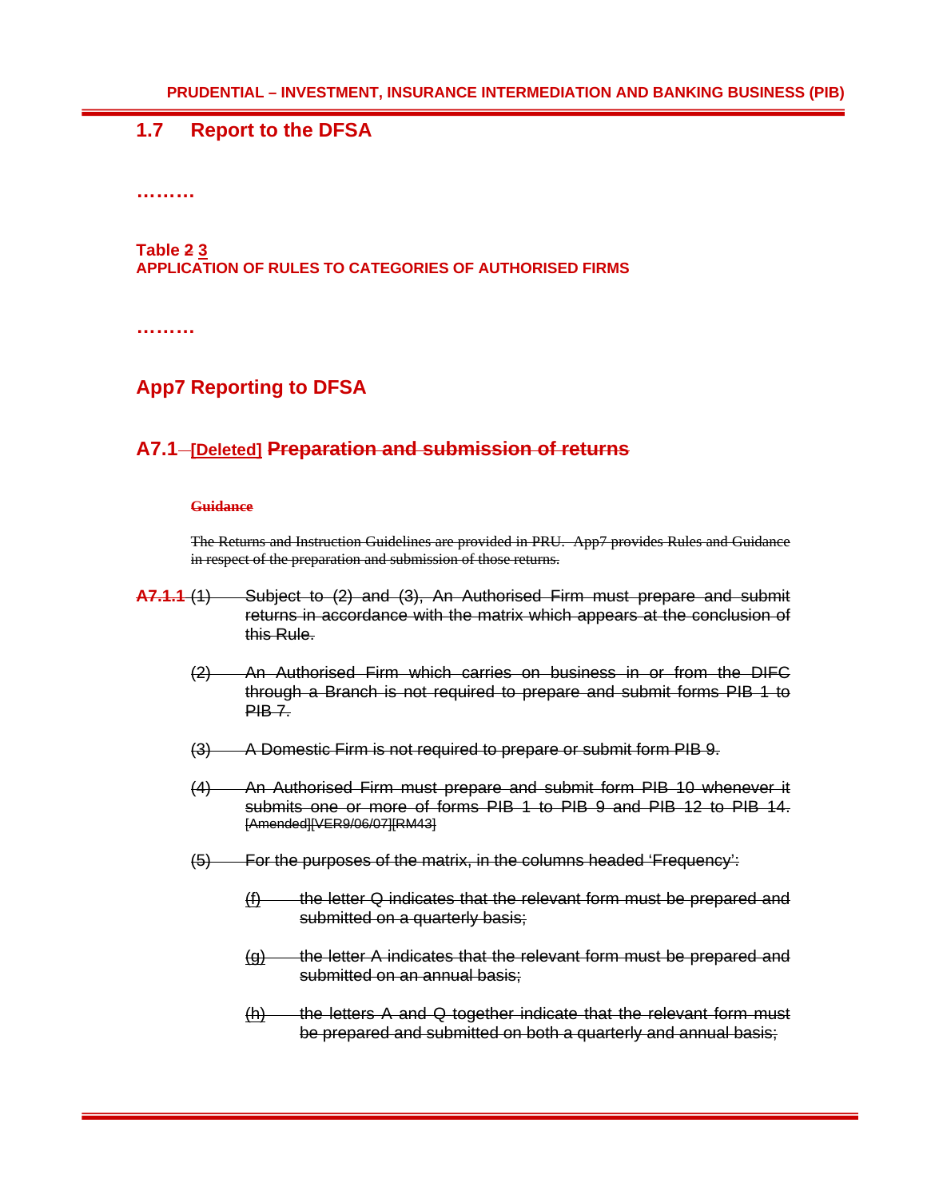## 1.7 Report to the DFSA

………

**Table ~~2~~ 3**
**APPLICATION OF RULES TO CATEGORIES OF AUTHORISED FIRMS**

………

## App7 Reporting to DFSA

### A7.1 [Deleted] ~~Preparation and submission of returns~~

~~**Guidance**~~

~~The Returns and Instruction Guidelines are provided in PRU. App7 provides Rules and Guidance in respect of the preparation and submission of those returns.~~

~~**A7.1.1** (1) Subject to (2) and (3), An Authorised Firm must prepare and submit returns in accordance with the matrix which appears at the conclusion of this Rule.~~

~~(2) An Authorised Firm which carries on business in or from the DIFC through a Branch is not required to prepare and submit forms PIB 1 to PIB 7.~~

~~(3) A Domestic Firm is not required to prepare or submit form PIB 9.~~

~~(4) An Authorised Firm must prepare and submit form PIB 10 whenever it submits one or more of forms PIB 1 to PIB 9 and PIB 12 to PIB 14. [Amended][VER9/06/07][RM43]~~

~~(5) For the purposes of the matrix, in the columns headed 'Frequency':~~

~~(f) the letter Q indicates that the relevant form must be prepared and submitted on a quarterly basis;~~

~~(g) the letter A indicates that the relevant form must be prepared and submitted on an annual basis;~~

~~(h) the letters A and Q together indicate that the relevant form must be prepared and submitted on both a quarterly and annual basis;~~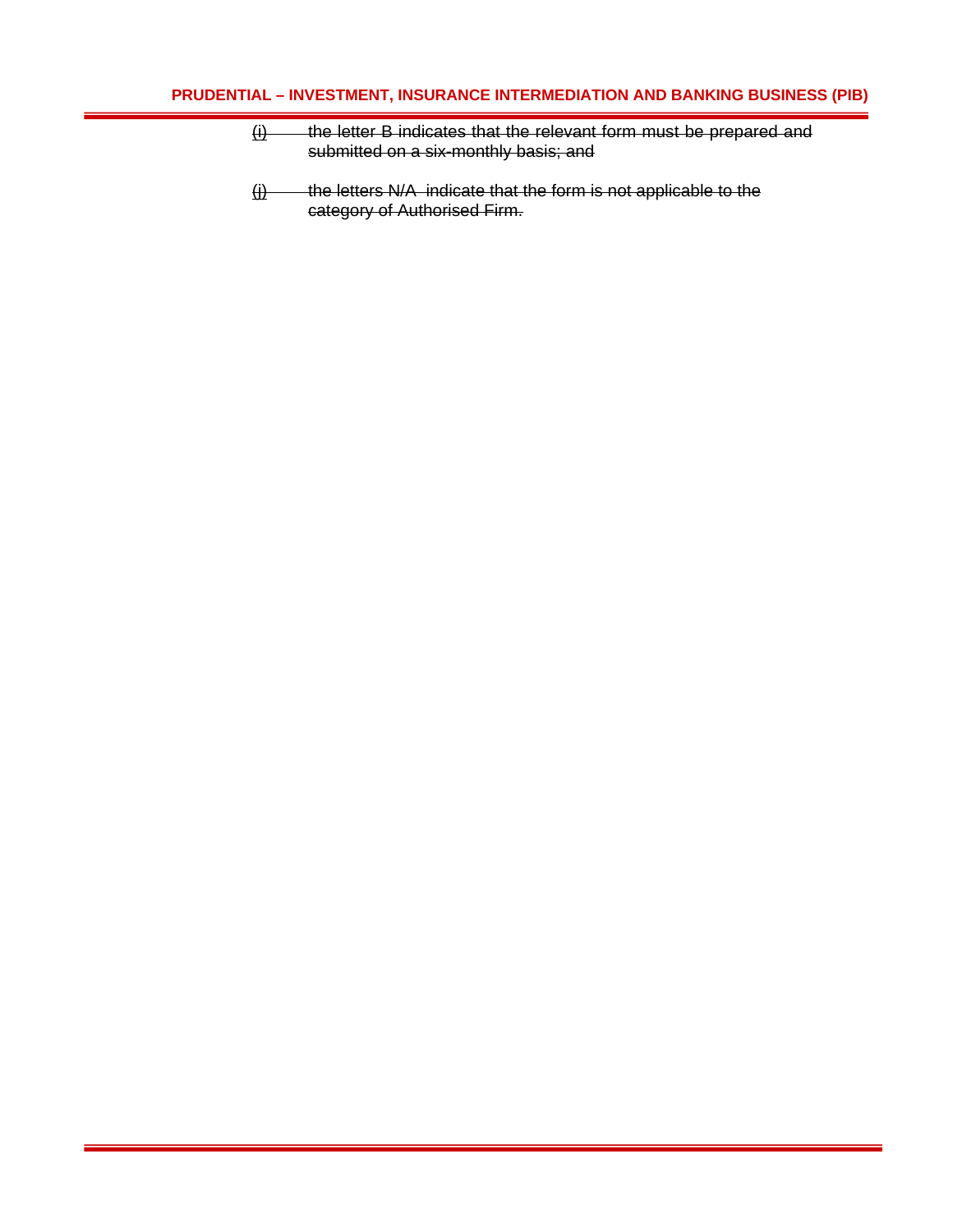~~(i) the letter B indicates that the relevant form must be prepared and submitted on a six-monthly basis; and~~

~~(j) the letters N/A indicate that the form is not applicable to the category of Authorised Firm.~~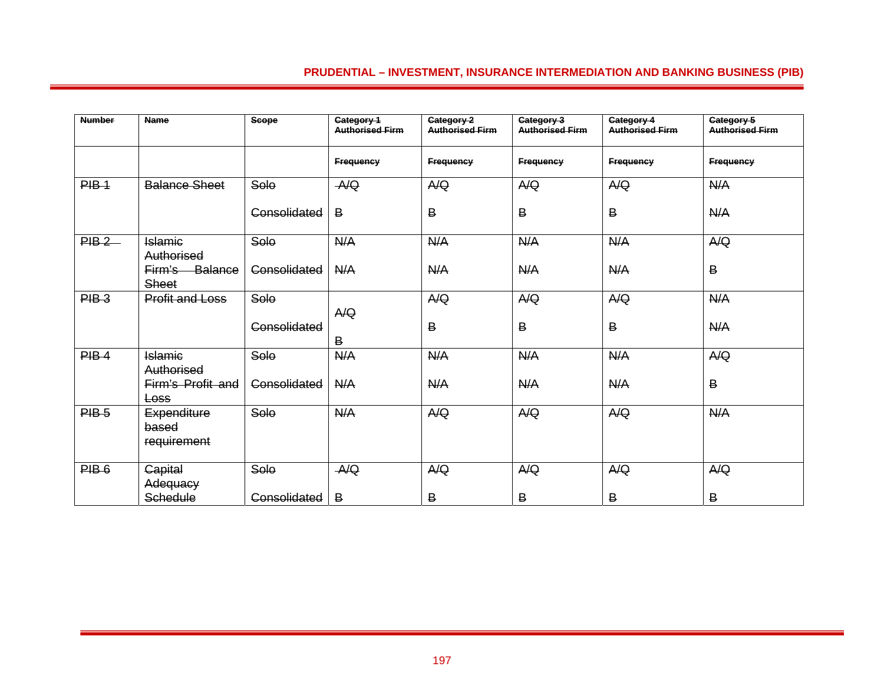| ~~Number~~ | ~~Name~~ | ~~Scope~~ | ~~Category 1 Authorised Firm~~ | ~~Category 2 Authorised Firm~~ | ~~Category 3 Authorised Firm~~ | ~~Category 4 Authorised Firm~~ | ~~Category 5 Authorised Firm~~ |
|---|---|---|---|---|---|---|---|
| | | | ~~Frequency~~ | ~~Frequency~~ | ~~Frequency~~ | ~~Frequency~~ | ~~Frequency~~ |
| ~~PIB 1~~ | ~~Balance Sheet~~ | ~~Solo~~ | ~~A/Q~~ | ~~A/Q~~ | ~~A/Q~~ | ~~A/Q~~ | ~~N/A~~ |
| | | ~~Consolidated~~ | ~~B~~ | ~~B~~ | ~~B~~ | ~~B~~ | ~~N/A~~ |
| ~~PIB 2~~ | ~~Islamic Authorised Firm's Balance Sheet~~ | ~~Solo~~ | ~~N/A~~ | ~~N/A~~ | ~~N/A~~ | ~~N/A~~ | ~~A/Q~~ |
| | | ~~Consolidated~~ | ~~N/A~~ | ~~N/A~~ | ~~N/A~~ | ~~N/A~~ | ~~B~~ |
| ~~PIB 3~~ | ~~Profit and Loss~~ | ~~Solo~~ | ~~A/Q~~ | ~~A/Q~~ | ~~A/Q~~ | ~~A/Q~~ | ~~N/A~~ |
| | | ~~Consolidated~~ | ~~B~~ | ~~B~~ | ~~B~~ | ~~B~~ | ~~N/A~~ |
| ~~PIB 4~~ | ~~Islamic Authorised Firm's Profit and Loss~~ | ~~Solo~~ | ~~N/A~~ | ~~N/A~~ | ~~N/A~~ | ~~N/A~~ | ~~A/Q~~ |
| | | ~~Consolidated~~ | ~~N/A~~ | ~~N/A~~ | ~~N/A~~ | ~~N/A~~ | ~~B~~ |
| ~~PIB 5~~ | ~~Expenditure based requirement~~ | ~~Solo~~ | ~~N/A~~ | ~~A/Q~~ | ~~A/Q~~ | ~~A/Q~~ | ~~N/A~~ |
| ~~PIB 6~~ | ~~Capital Adequacy Schedule~~ | ~~Solo~~ | ~~A/Q~~ | ~~A/Q~~ | ~~A/Q~~ | ~~A/Q~~ | ~~A/Q~~ |
| | | ~~Consolidated~~ | ~~B~~ | ~~B~~ | ~~B~~ | ~~B~~ | ~~B~~ |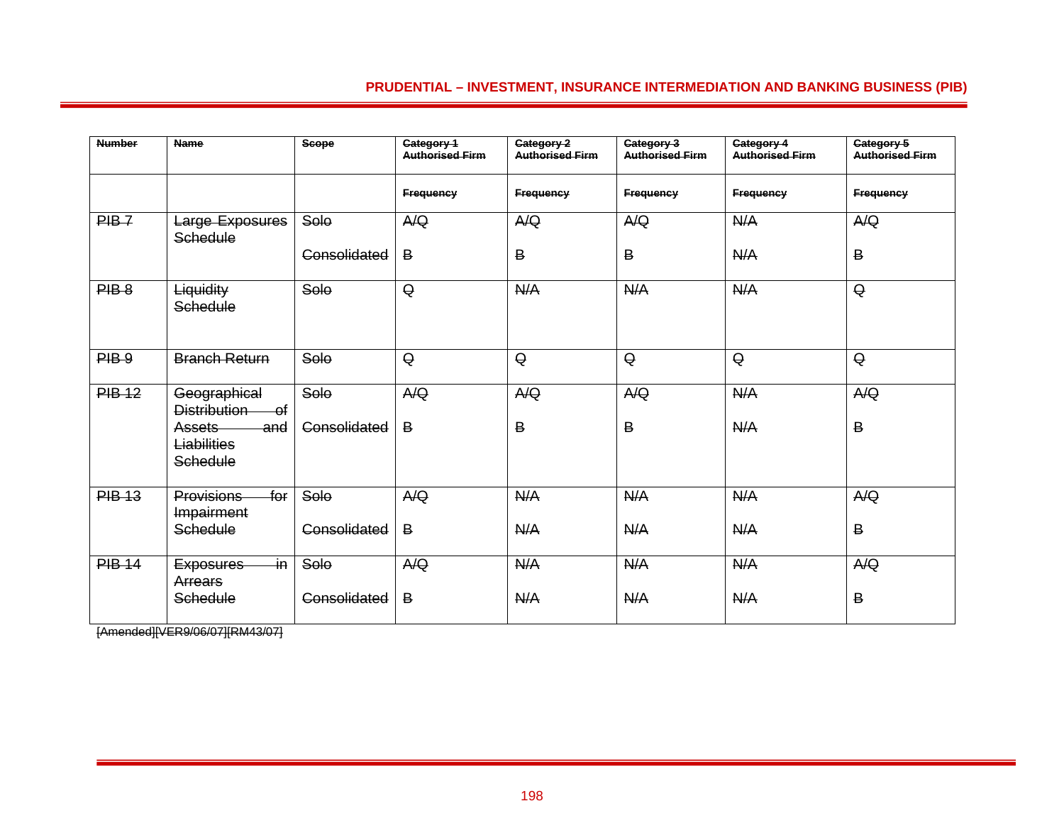| Number | Name | Scope | Category 1 Authorised Firm | Category 2 Authorised Firm | Category 3 Authorised Firm | Category 4 Authorised Firm | Category 5 Authorised Firm |
|---|---|---|---|---|---|---|---|
| | | | Frequency | Frequency | Frequency | Frequency | Frequency |
| PIB 7 | Large Exposures Schedule | Solo | A/Q | A/Q | A/Q | N/A | A/Q |
| | | Consolidated | B | B | B | N/A | B |
| PIB 8 | Liquidity Schedule | Solo | Q | N/A | N/A | N/A | Q |
| PIB 9 | Branch Return | Solo | Q | Q | Q | Q | Q |
| PIB 12 | Geographical Distribution of Assets and Liabilities Schedule | Solo | A/Q | A/Q | A/Q | N/A | A/Q |
| | | Consolidated | B | B | B | N/A | B |
| PIB 13 | Provisions for Impairment Schedule | Solo | A/Q | N/A | N/A | N/A | A/Q |
| | | Consolidated | B | N/A | N/A | N/A | B |
| PIB 14 | Exposures in Arrears Schedule | Solo | A/Q | N/A | N/A | N/A | A/Q |
| | | Consolidated | B | N/A | N/A | N/A | B |

[Amended][VER9/06/07][RM43/07]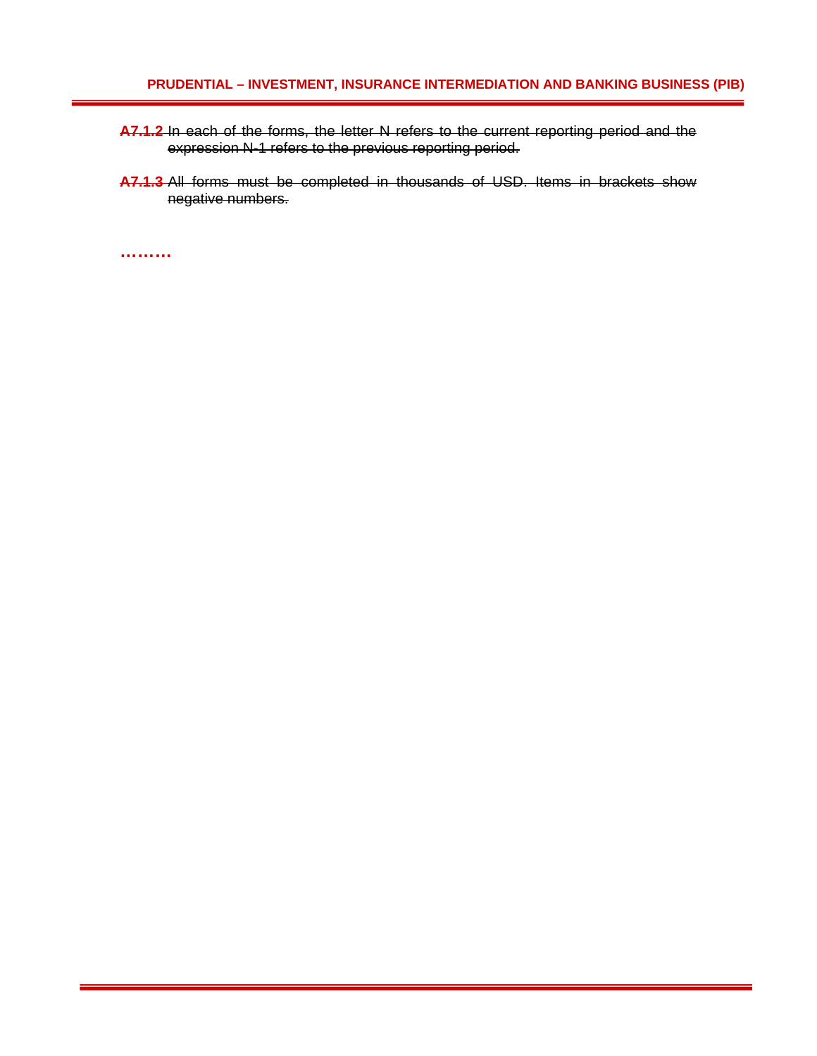~~**A7.1.2** In each of the forms, the letter N refers to the current reporting period and the expression N-1 refers to the previous reporting period.~~

~~**A7.1.3** All forms must be completed in thousands of USD. Items in brackets show negative numbers.~~

**………**